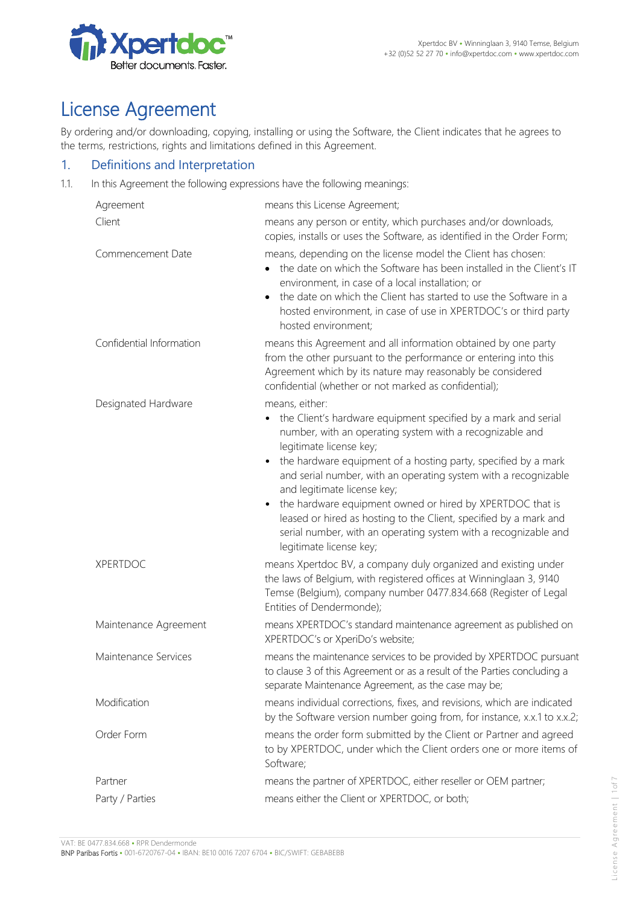# License Agreement

By ordering and/or downloading, copying, installing or using the Software, the Client indicates that he agrees to the terms, restrictions, rights and limitations defined in this Agreement.

## 1. Definitions and Interpretation

1.1. In this Agreement the following expressions have the following meanings:

| | |
|---|---|
| Agreement | means this License Agreement; |
| Client | means any person or entity, which purchases and/or downloads, copies, installs or uses the Software, as identified in the Order Form; |
| Commencement Date | means, depending on the license model the Client has chosen:<br>• the date on which the Software has been installed in the Client's IT environment, in case of a local installation; or<br>• the date on which the Client has started to use the Software in a hosted environment, in case of use in XPERTDOC's or third party hosted environment; |
| Confidential Information | means this Agreement and all information obtained by one party from the other pursuant to the performance or entering into this Agreement which by its nature may reasonably be considered confidential (whether or not marked as confidential); |
| Designated Hardware | means, either:<br>• the Client's hardware equipment specified by a mark and serial number, with an operating system with a recognizable and legitimate license key;<br>• the hardware equipment of a hosting party, specified by a mark and serial number, with an operating system with a recognizable and legitimate license key;<br>• the hardware equipment owned or hired by XPERTDOC that is leased or hired as hosting to the Client, specified by a mark and serial number, with an operating system with a recognizable and legitimate license key; |
| XPERTDOC | means Xpertdoc BV, a company duly organized and existing under the laws of Belgium, with registered offices at Winninglaan 3, 9140 Temse (Belgium), company number 0477.834.668 (Register of Legal Entities of Dendermonde); |
| Maintenance Agreement | means XPERTDOC's standard maintenance agreement as published on XPERTDOC's or XperiDo's website; |
| Maintenance Services | means the maintenance services to be provided by XPERTDOC pursuant to clause 3 of this Agreement or as a result of the Parties concluding a separate Maintenance Agreement, as the case may be; |
| Modification | means individual corrections, fixes, and revisions, which are indicated by the Software version number going from, for instance, x.x.1 to x.x.2; |
| Order Form | means the order form submitted by the Client or Partner and agreed to by XPERTDOC, under which the Client orders one or more items of Software; |
| Partner | means the partner of XPERTDOC, either reseller or OEM partner; |
| Party / Parties | means either the Client or XPERTDOC, or both; |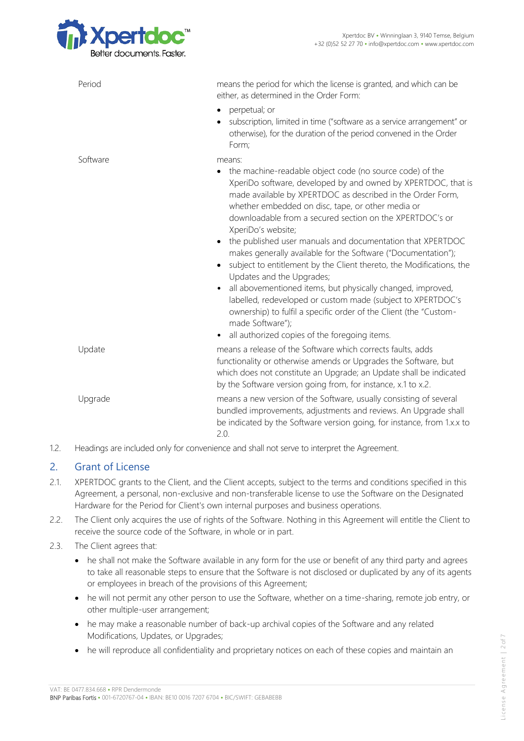| | |
|---|---|
| Period | means the period for which the license is granted, and which can be either, as determined in the Order Form:<br>• perpetual; or<br>• subscription, limited in time ("software as a service arrangement" or otherwise), for the duration of the period convened in the Order Form; |
| Software | means:<br>• the machine-readable object code (no source code) of the XperiDo software, developed by and owned by XPERTDOC, that is made available by XPERTDOC as described in the Order Form, whether embedded on disc, tape, or other media or downloadable from a secured section on the XPERTDOC's or XperiDo's website;<br>• the published user manuals and documentation that XPERTDOC makes generally available for the Software ("Documentation");<br>• subject to entitlement by the Client thereto, the Modifications, the Updates and the Upgrades;<br>• all abovementioned items, but physically changed, improved, labelled, redeveloped or custom made (subject to XPERTDOC's ownership) to fulfil a specific order of the Client (the "Custom-made Software");<br>• all authorized copies of the foregoing items. |
| Update | means a release of the Software which corrects faults, adds functionality or otherwise amends or Upgrades the Software, but which does not constitute an Upgrade; an Update shall be indicated by the Software version going from, for instance, x.1 to x.2. |
| Upgrade | means a new version of the Software, usually consisting of several bundled improvements, adjustments and reviews. An Upgrade shall be indicated by the Software version going, for instance, from 1.x.x to 2.0. |

1.2. Headings are included only for convenience and shall not serve to interpret the Agreement.

## 2. Grant of License

2.1. XPERTDOC grants to the Client, and the Client accepts, subject to the terms and conditions specified in this Agreement, a personal, non-exclusive and non-transferable license to use the Software on the Designated Hardware for the Period for Client's own internal purposes and business operations.

2.2. The Client only acquires the use of rights of the Software. Nothing in this Agreement will entitle the Client to receive the source code of the Software, in whole or in part.

2.3. The Client agrees that:

- he shall not make the Software available in any form for the use or benefit of any third party and agrees to take all reasonable steps to ensure that the Software is not disclosed or duplicated by any of its agents or employees in breach of the provisions of this Agreement;
- he will not permit any other person to use the Software, whether on a time-sharing, remote job entry, or other multiple-user arrangement;
- he may make a reasonable number of back-up archival copies of the Software and any related Modifications, Updates, or Upgrades;
- he will reproduce all confidentiality and proprietary notices on each of these copies and maintain an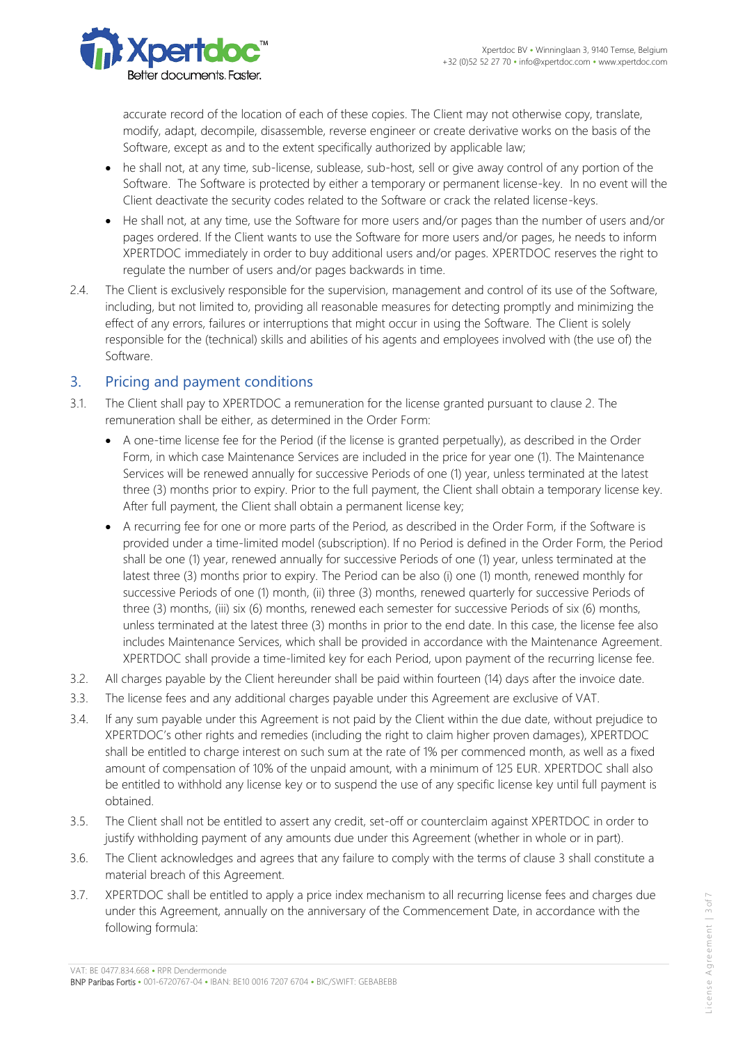accurate record of the location of each of these copies. The Client may not otherwise copy, translate, modify, adapt, decompile, disassemble, reverse engineer or create derivative works on the basis of the Software, except as and to the extent specifically authorized by applicable law;

- he shall not, at any time, sub-license, sublease, sub-host, sell or give away control of any portion of the Software. The Software is protected by either a temporary or permanent license-key. In no event will the Client deactivate the security codes related to the Software or crack the related license-keys.
- He shall not, at any time, use the Software for more users and/or pages than the number of users and/or pages ordered. If the Client wants to use the Software for more users and/or pages, he needs to inform XPERTDOC immediately in order to buy additional users and/or pages. XPERTDOC reserves the right to regulate the number of users and/or pages backwards in time.

2.4. The Client is exclusively responsible for the supervision, management and control of its use of the Software, including, but not limited to, providing all reasonable measures for detecting promptly and minimizing the effect of any errors, failures or interruptions that might occur in using the Software. The Client is solely responsible for the (technical) skills and abilities of his agents and employees involved with (the use of) the Software.

## 3. Pricing and payment conditions

3.1. The Client shall pay to XPERTDOC a remuneration for the license granted pursuant to clause 2. The remuneration shall be either, as determined in the Order Form:

- A one-time license fee for the Period (if the license is granted perpetually), as described in the Order Form, in which case Maintenance Services are included in the price for year one (1). The Maintenance Services will be renewed annually for successive Periods of one (1) year, unless terminated at the latest three (3) months prior to expiry. Prior to the full payment, the Client shall obtain a temporary license key. After full payment, the Client shall obtain a permanent license key;
- A recurring fee for one or more parts of the Period, as described in the Order Form, if the Software is provided under a time-limited model (subscription). If no Period is defined in the Order Form, the Period shall be one (1) year, renewed annually for successive Periods of one (1) year, unless terminated at the latest three (3) months prior to expiry. The Period can be also (i) one (1) month, renewed monthly for successive Periods of one (1) month, (ii) three (3) months, renewed quarterly for successive Periods of three (3) months, (iii) six (6) months, renewed each semester for successive Periods of six (6) months, unless terminated at the latest three (3) months in prior to the end date. In this case, the license fee also includes Maintenance Services, which shall be provided in accordance with the Maintenance Agreement. XPERTDOC shall provide a time-limited key for each Period, upon payment of the recurring license fee.

3.2. All charges payable by the Client hereunder shall be paid within fourteen (14) days after the invoice date.

3.3. The license fees and any additional charges payable under this Agreement are exclusive of VAT.

3.4. If any sum payable under this Agreement is not paid by the Client within the due date, without prejudice to XPERTDOC's other rights and remedies (including the right to claim higher proven damages), XPERTDOC shall be entitled to charge interest on such sum at the rate of 1% per commenced month, as well as a fixed amount of compensation of 10% of the unpaid amount, with a minimum of 125 EUR. XPERTDOC shall also be entitled to withhold any license key or to suspend the use of any specific license key until full payment is obtained.

3.5. The Client shall not be entitled to assert any credit, set-off or counterclaim against XPERTDOC in order to justify withholding payment of any amounts due under this Agreement (whether in whole or in part).

3.6. The Client acknowledges and agrees that any failure to comply with the terms of clause 3 shall constitute a material breach of this Agreement.

3.7. XPERTDOC shall be entitled to apply a price index mechanism to all recurring license fees and charges due under this Agreement, annually on the anniversary of the Commencement Date, in accordance with the following formula: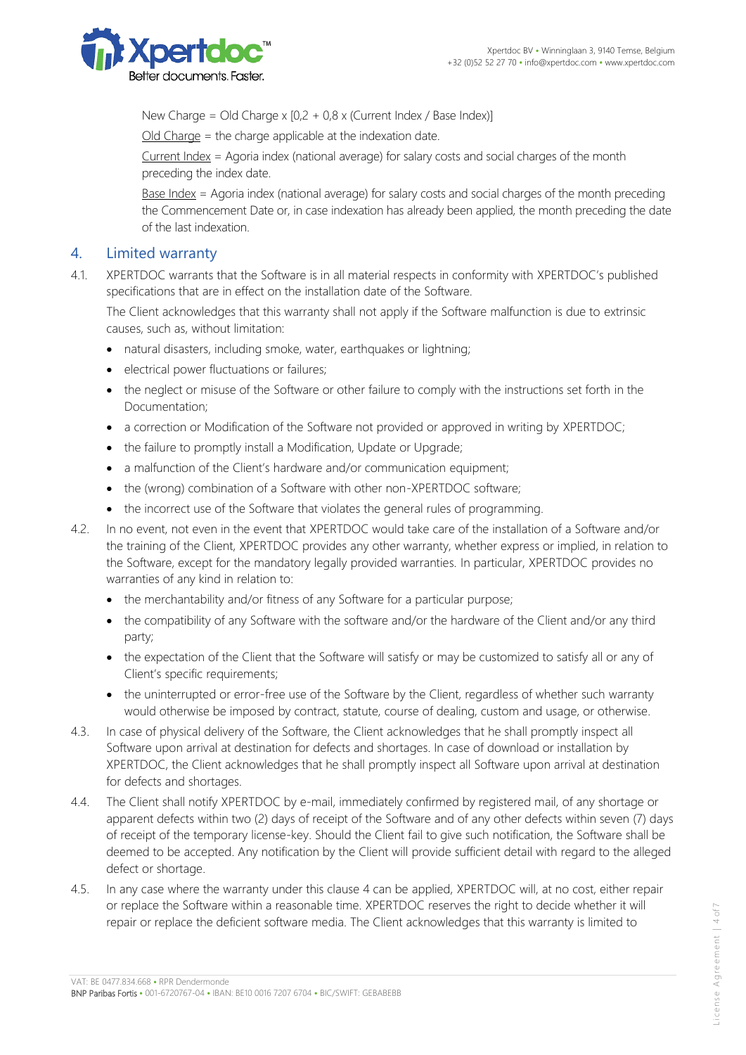New Charge = Old Charge x [0,2 + 0,8 x (Current Index / Base Index)]

Old Charge = the charge applicable at the indexation date.

Current Index = Agoria index (national average) for salary costs and social charges of the month preceding the index date.

Base Index = Agoria index (national average) for salary costs and social charges of the month preceding the Commencement Date or, in case indexation has already been applied, the month preceding the date of the last indexation.

## 4. Limited warranty

4.1. XPERTDOC warrants that the Software is in all material respects in conformity with XPERTDOC's published specifications that are in effect on the installation date of the Software.

The Client acknowledges that this warranty shall not apply if the Software malfunction is due to extrinsic causes, such as, without limitation:

- natural disasters, including smoke, water, earthquakes or lightning;
- electrical power fluctuations or failures;
- the neglect or misuse of the Software or other failure to comply with the instructions set forth in the Documentation;
- a correction or Modification of the Software not provided or approved in writing by XPERTDOC;
- the failure to promptly install a Modification, Update or Upgrade;
- a malfunction of the Client's hardware and/or communication equipment;
- the (wrong) combination of a Software with other non-XPERTDOC software;
- the incorrect use of the Software that violates the general rules of programming.

4.2. In no event, not even in the event that XPERTDOC would take care of the installation of a Software and/or the training of the Client, XPERTDOC provides any other warranty, whether express or implied, in relation to the Software, except for the mandatory legally provided warranties. In particular, XPERTDOC provides no warranties of any kind in relation to:

- the merchantability and/or fitness of any Software for a particular purpose;
- the compatibility of any Software with the software and/or the hardware of the Client and/or any third party;
- the expectation of the Client that the Software will satisfy or may be customized to satisfy all or any of Client's specific requirements;
- the uninterrupted or error-free use of the Software by the Client, regardless of whether such warranty would otherwise be imposed by contract, statute, course of dealing, custom and usage, or otherwise.

4.3. In case of physical delivery of the Software, the Client acknowledges that he shall promptly inspect all Software upon arrival at destination for defects and shortages. In case of download or installation by XPERTDOC, the Client acknowledges that he shall promptly inspect all Software upon arrival at destination for defects and shortages.

4.4. The Client shall notify XPERTDOC by e-mail, immediately confirmed by registered mail, of any shortage or apparent defects within two (2) days of receipt of the Software and of any other defects within seven (7) days of receipt of the temporary license-key. Should the Client fail to give such notification, the Software shall be deemed to be accepted. Any notification by the Client will provide sufficient detail with regard to the alleged defect or shortage.

4.5. In any case where the warranty under this clause 4 can be applied, XPERTDOC will, at no cost, either repair or replace the Software within a reasonable time. XPERTDOC reserves the right to decide whether it will repair or replace the deficient software media. The Client acknowledges that this warranty is limited to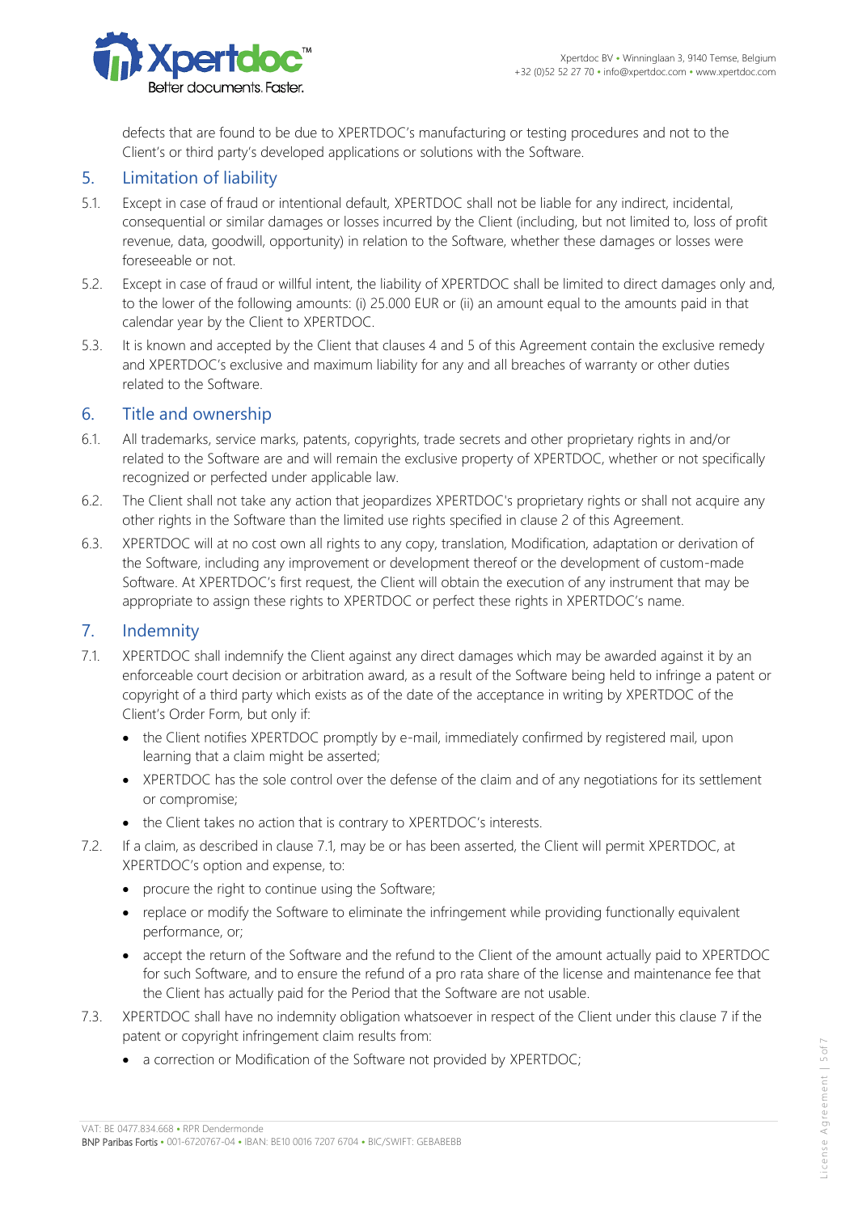defects that are found to be due to XPERTDOC's manufacturing or testing procedures and not to the Client's or third party's developed applications or solutions with the Software.

## 5. Limitation of liability

5.1. Except in case of fraud or intentional default, XPERTDOC shall not be liable for any indirect, incidental, consequential or similar damages or losses incurred by the Client (including, but not limited to, loss of profit revenue, data, goodwill, opportunity) in relation to the Software, whether these damages or losses were foreseeable or not.

5.2. Except in case of fraud or willful intent, the liability of XPERTDOC shall be limited to direct damages only and, to the lower of the following amounts: (i) 25.000 EUR or (ii) an amount equal to the amounts paid in that calendar year by the Client to XPERTDOC.

5.3. It is known and accepted by the Client that clauses 4 and 5 of this Agreement contain the exclusive remedy and XPERTDOC's exclusive and maximum liability for any and all breaches of warranty or other duties related to the Software.

## 6. Title and ownership

6.1. All trademarks, service marks, patents, copyrights, trade secrets and other proprietary rights in and/or related to the Software are and will remain the exclusive property of XPERTDOC, whether or not specifically recognized or perfected under applicable law.

6.2. The Client shall not take any action that jeopardizes XPERTDOC's proprietary rights or shall not acquire any other rights in the Software than the limited use rights specified in clause 2 of this Agreement.

6.3. XPERTDOC will at no cost own all rights to any copy, translation, Modification, adaptation or derivation of the Software, including any improvement or development thereof or the development of custom-made Software. At XPERTDOC's first request, the Client will obtain the execution of any instrument that may be appropriate to assign these rights to XPERTDOC or perfect these rights in XPERTDOC's name.

## 7. Indemnity

7.1. XPERTDOC shall indemnify the Client against any direct damages which may be awarded against it by an enforceable court decision or arbitration award, as a result of the Software being held to infringe a patent or copyright of a third party which exists as of the date of the acceptance in writing by XPERTDOC of the Client's Order Form, but only if:

- the Client notifies XPERTDOC promptly by e-mail, immediately confirmed by registered mail, upon learning that a claim might be asserted;
- XPERTDOC has the sole control over the defense of the claim and of any negotiations for its settlement or compromise;
- the Client takes no action that is contrary to XPERTDOC's interests.

7.2. If a claim, as described in clause 7.1, may be or has been asserted, the Client will permit XPERTDOC, at XPERTDOC's option and expense, to:

- procure the right to continue using the Software;
- replace or modify the Software to eliminate the infringement while providing functionally equivalent performance, or;
- accept the return of the Software and the refund to the Client of the amount actually paid to XPERTDOC for such Software, and to ensure the refund of a pro rata share of the license and maintenance fee that the Client has actually paid for the Period that the Software are not usable.

7.3. XPERTDOC shall have no indemnity obligation whatsoever in respect of the Client under this clause 7 if the patent or copyright infringement claim results from:

- a correction or Modification of the Software not provided by XPERTDOC;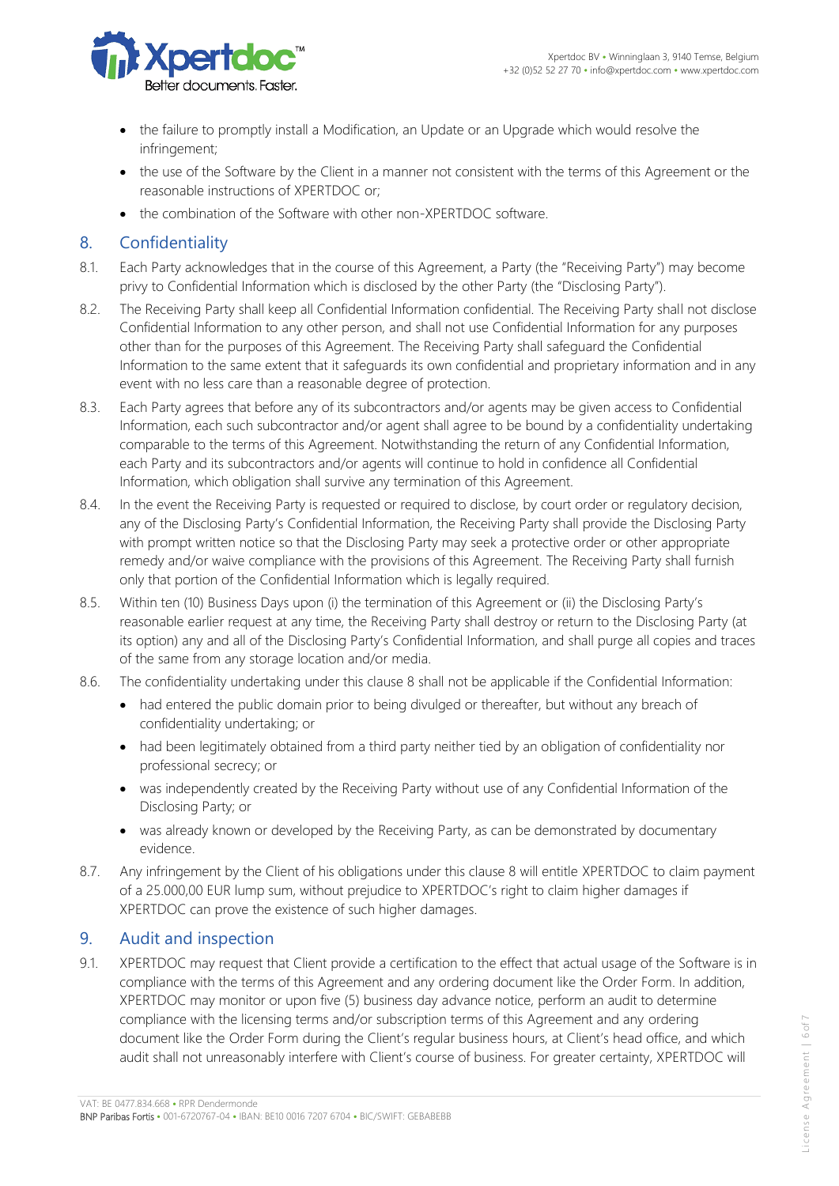- the failure to promptly install a Modification, an Update or an Upgrade which would resolve the infringement;
- the use of the Software by the Client in a manner not consistent with the terms of this Agreement or the reasonable instructions of XPERTDOC or;
- the combination of the Software with other non-XPERTDOC software.

## 8. Confidentiality

8.1. Each Party acknowledges that in the course of this Agreement, a Party (the "Receiving Party") may become privy to Confidential Information which is disclosed by the other Party (the "Disclosing Party").

8.2. The Receiving Party shall keep all Confidential Information confidential. The Receiving Party shall not disclose Confidential Information to any other person, and shall not use Confidential Information for any purposes other than for the purposes of this Agreement. The Receiving Party shall safeguard the Confidential Information to the same extent that it safeguards its own confidential and proprietary information and in any event with no less care than a reasonable degree of protection.

8.3. Each Party agrees that before any of its subcontractors and/or agents may be given access to Confidential Information, each such subcontractor and/or agent shall agree to be bound by a confidentiality undertaking comparable to the terms of this Agreement. Notwithstanding the return of any Confidential Information, each Party and its subcontractors and/or agents will continue to hold in confidence all Confidential Information, which obligation shall survive any termination of this Agreement.

8.4. In the event the Receiving Party is requested or required to disclose, by court order or regulatory decision, any of the Disclosing Party's Confidential Information, the Receiving Party shall provide the Disclosing Party with prompt written notice so that the Disclosing Party may seek a protective order or other appropriate remedy and/or waive compliance with the provisions of this Agreement. The Receiving Party shall furnish only that portion of the Confidential Information which is legally required.

8.5. Within ten (10) Business Days upon (i) the termination of this Agreement or (ii) the Disclosing Party's reasonable earlier request at any time, the Receiving Party shall destroy or return to the Disclosing Party (at its option) any and all of the Disclosing Party's Confidential Information, and shall purge all copies and traces of the same from any storage location and/or media.

8.6. The confidentiality undertaking under this clause 8 shall not be applicable if the Confidential Information:

- had entered the public domain prior to being divulged or thereafter, but without any breach of confidentiality undertaking; or
- had been legitimately obtained from a third party neither tied by an obligation of confidentiality nor professional secrecy; or
- was independently created by the Receiving Party without use of any Confidential Information of the Disclosing Party; or
- was already known or developed by the Receiving Party, as can be demonstrated by documentary evidence.

8.7. Any infringement by the Client of his obligations under this clause 8 will entitle XPERTDOC to claim payment of a 25.000,00 EUR lump sum, without prejudice to XPERTDOC's right to claim higher damages if XPERTDOC can prove the existence of such higher damages.

## 9. Audit and inspection

9.1. XPERTDOC may request that Client provide a certification to the effect that actual usage of the Software is in compliance with the terms of this Agreement and any ordering document like the Order Form. In addition, XPERTDOC may monitor or upon five (5) business day advance notice, perform an audit to determine compliance with the licensing terms and/or subscription terms of this Agreement and any ordering document like the Order Form during the Client's regular business hours, at Client's head office, and which audit shall not unreasonably interfere with Client's course of business. For greater certainty, XPERTDOC will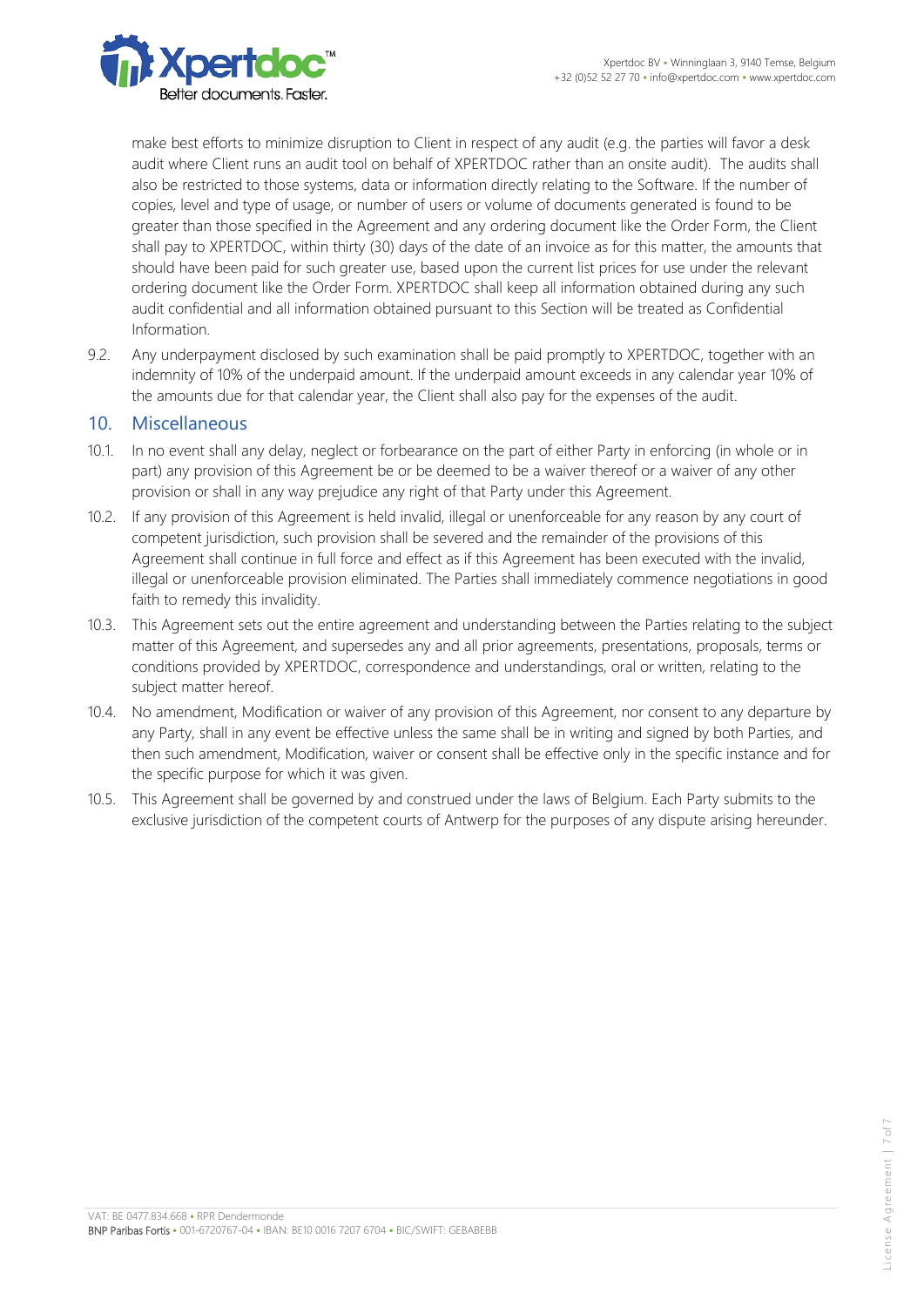make best efforts to minimize disruption to Client in respect of any audit (e.g. the parties will favor a desk audit where Client runs an audit tool on behalf of XPERTDOC rather than an onsite audit). The audits shall also be restricted to those systems, data or information directly relating to the Software. If the number of copies, level and type of usage, or number of users or volume of documents generated is found to be greater than those specified in the Agreement and any ordering document like the Order Form, the Client shall pay to XPERTDOC, within thirty (30) days of the date of an invoice as for this matter, the amounts that should have been paid for such greater use, based upon the current list prices for use under the relevant ordering document like the Order Form. XPERTDOC shall keep all information obtained during any such audit confidential and all information obtained pursuant to this Section will be treated as Confidential Information.

9.2. Any underpayment disclosed by such examination shall be paid promptly to XPERTDOC, together with an indemnity of 10% of the underpaid amount. If the underpaid amount exceeds in any calendar year 10% of the amounts due for that calendar year, the Client shall also pay for the expenses of the audit.

## 10. Miscellaneous

10.1. In no event shall any delay, neglect or forbearance on the part of either Party in enforcing (in whole or in part) any provision of this Agreement be or be deemed to be a waiver thereof or a waiver of any other provision or shall in any way prejudice any right of that Party under this Agreement.

10.2. If any provision of this Agreement is held invalid, illegal or unenforceable for any reason by any court of competent jurisdiction, such provision shall be severed and the remainder of the provisions of this Agreement shall continue in full force and effect as if this Agreement has been executed with the invalid, illegal or unenforceable provision eliminated. The Parties shall immediately commence negotiations in good faith to remedy this invalidity.

10.3. This Agreement sets out the entire agreement and understanding between the Parties relating to the subject matter of this Agreement, and supersedes any and all prior agreements, presentations, proposals, terms or conditions provided by XPERTDOC, correspondence and understandings, oral or written, relating to the subject matter hereof.

10.4. No amendment, Modification or waiver of any provision of this Agreement, nor consent to any departure by any Party, shall in any event be effective unless the same shall be in writing and signed by both Parties, and then such amendment, Modification, waiver or consent shall be effective only in the specific instance and for the specific purpose for which it was given.

10.5. This Agreement shall be governed by and construed under the laws of Belgium. Each Party submits to the exclusive jurisdiction of the competent courts of Antwerp for the purposes of any dispute arising hereunder.